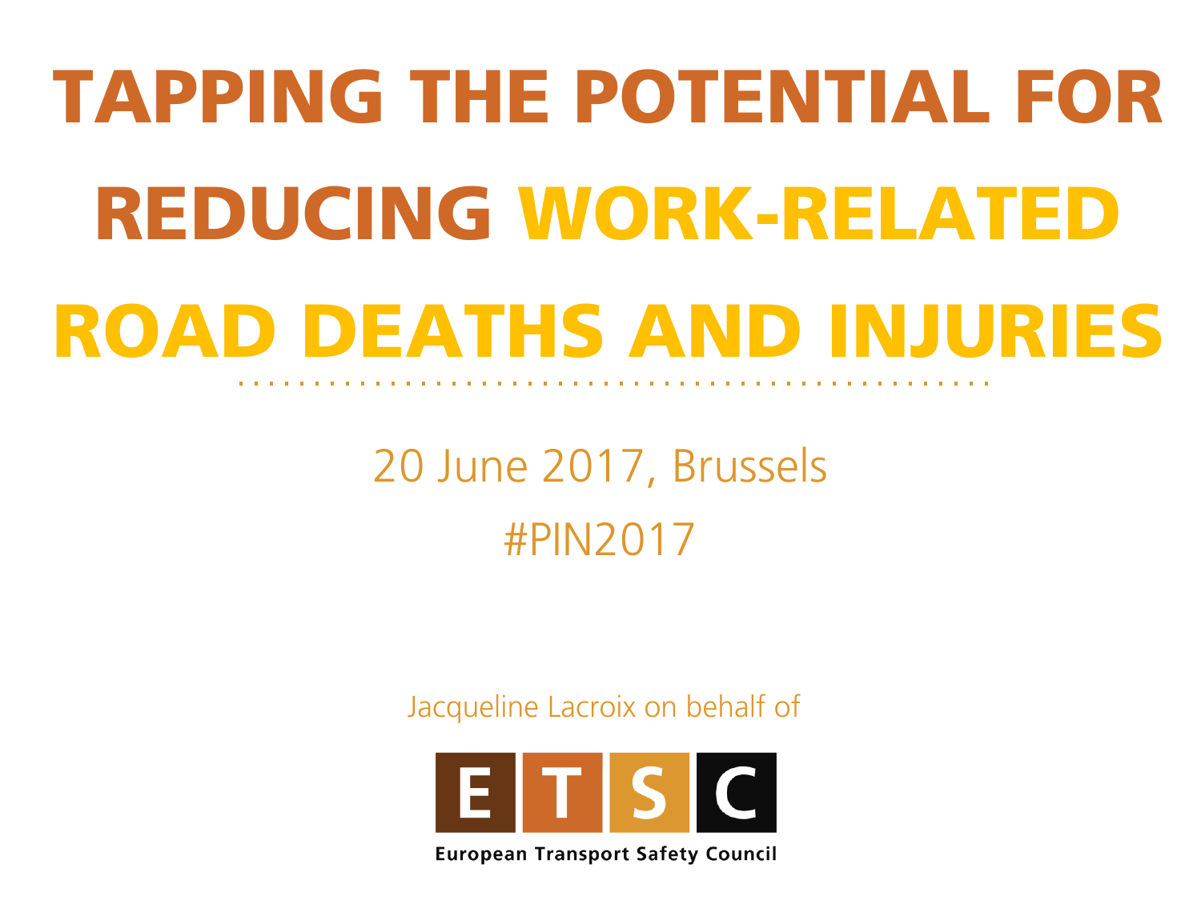# TAPPING THE POTENTIAL FOR REDUCING WORK-RELATED ROAD DEATHS AND INJURIES

20 June 2017, Brussels

#PIN2017

Jacqueline Lacroix on behalf of

ETSC

European Transport Safety Council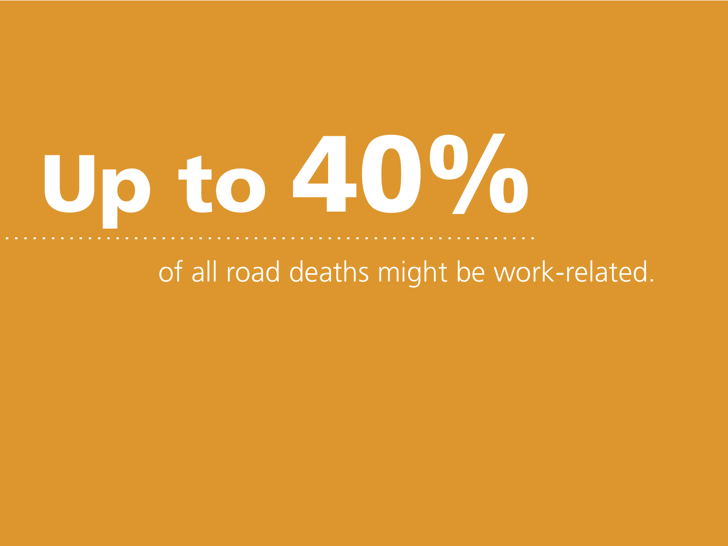# Up to 40%

of all road deaths might be work-related.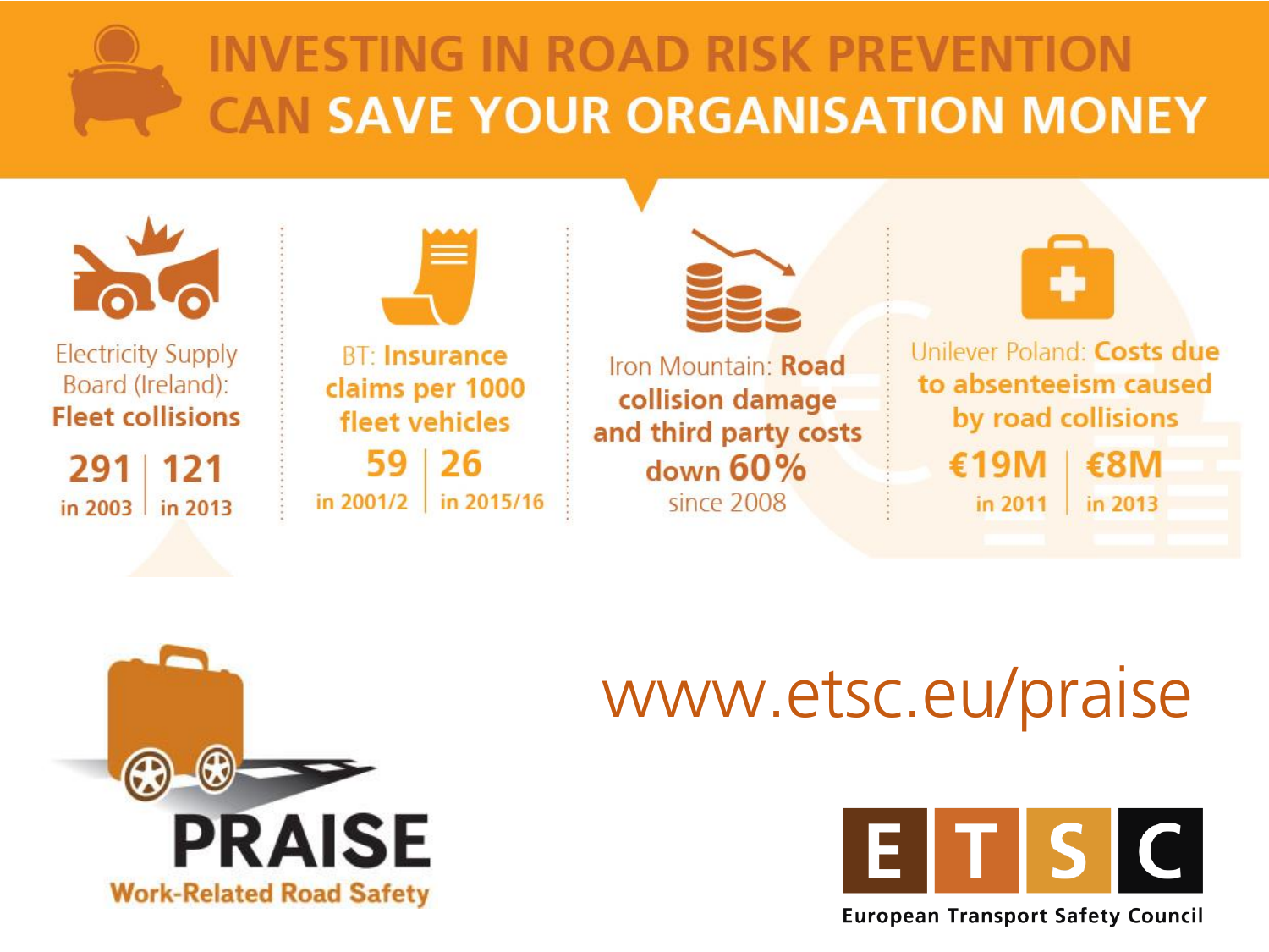# INVESTING IN ROAD RISK PREVENTION CAN SAVE YOUR ORGANISATION MONEY

Electricity Supply Board (Ireland): **Fleet collisions**

**291** in 2003 | **121** in 2013

BT: **Insurance claims per 1000 fleet vehicles**

**59** in 2001/2 | **26** in 2015/16

Iron Mountain: **Road collision damage and third party costs down 60%** since 2008

Unilever Poland: **Costs due to absenteeism caused by road collisions**

**€19M** in 2011 | **€8M** in 2013

**PRAISE**

**Work-Related Road Safety**

www.etsc.eu/praise

**ETSC**

**European Transport Safety Council**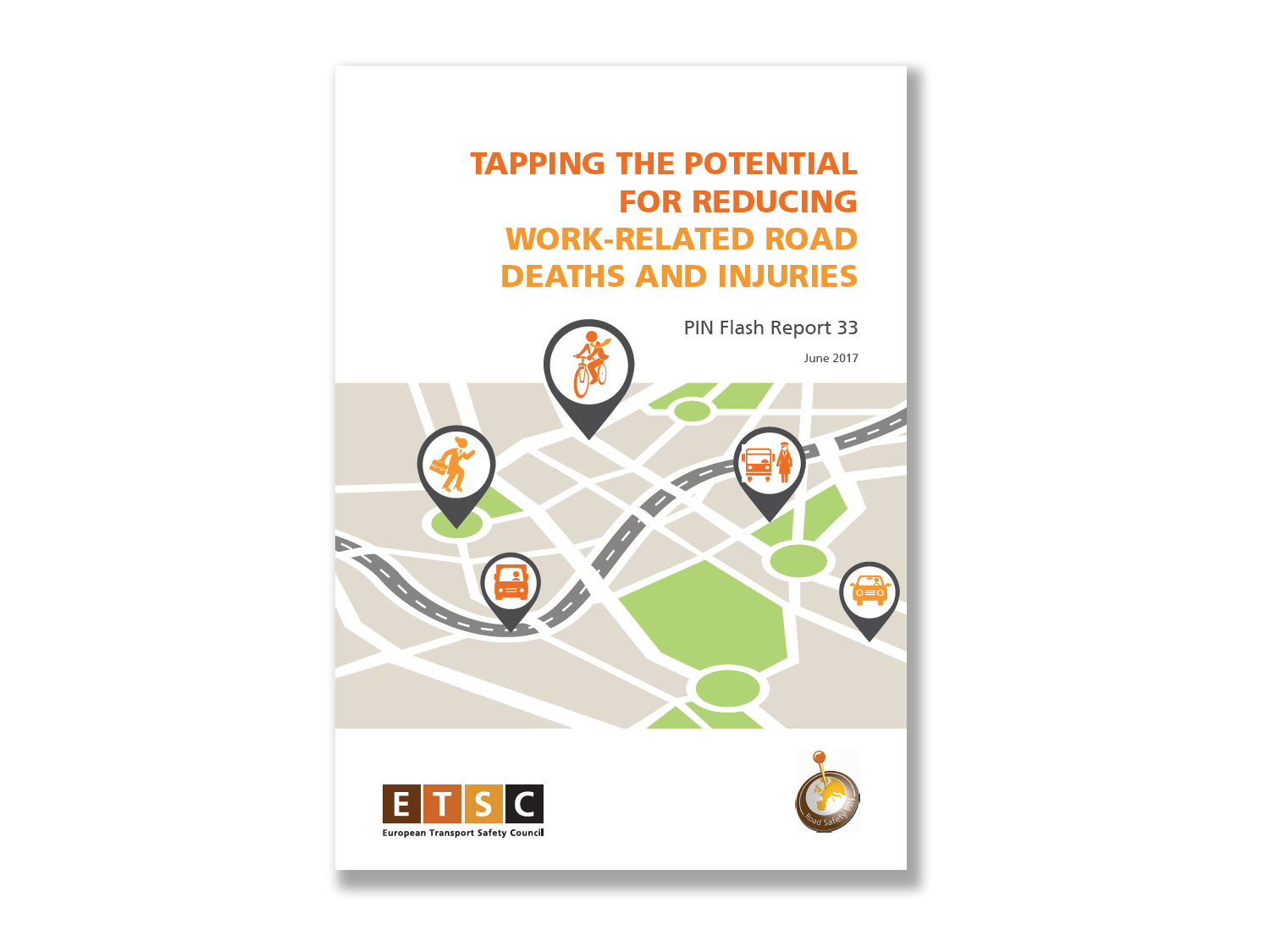# TAPPING THE POTENTIAL FOR REDUCING WORK-RELATED ROAD DEATHS AND INJURIES

PIN Flash Report 33

June 2017

European Transport Safety Council

Road Safety PIN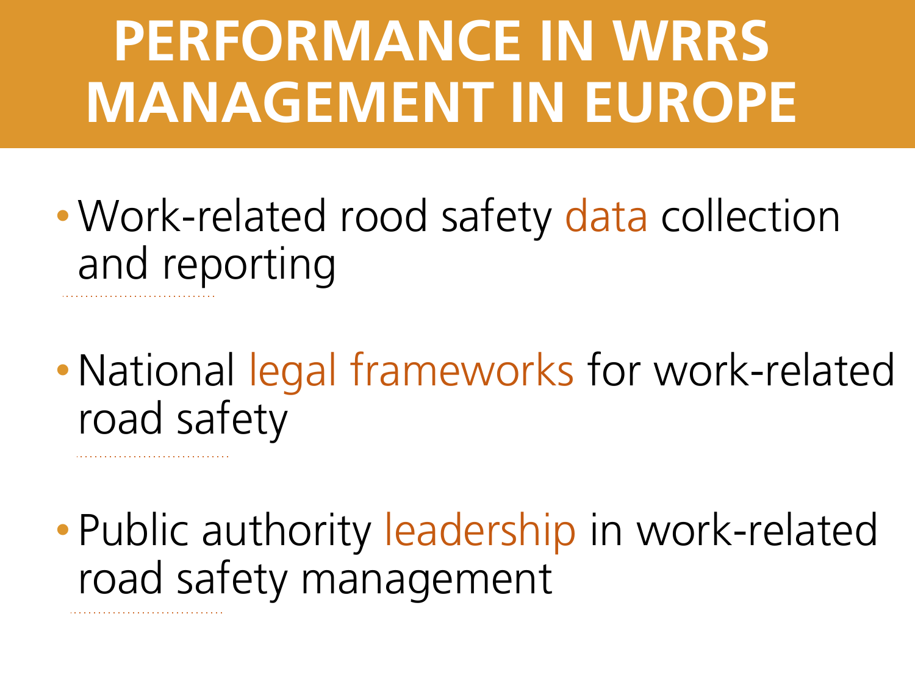# PERFORMANCE IN WRRS MANAGEMENT IN EUROPE

- Work-related rood safety data collection and reporting

- National legal frameworks for work-related road safety

- Public authority leadership in work-related road safety management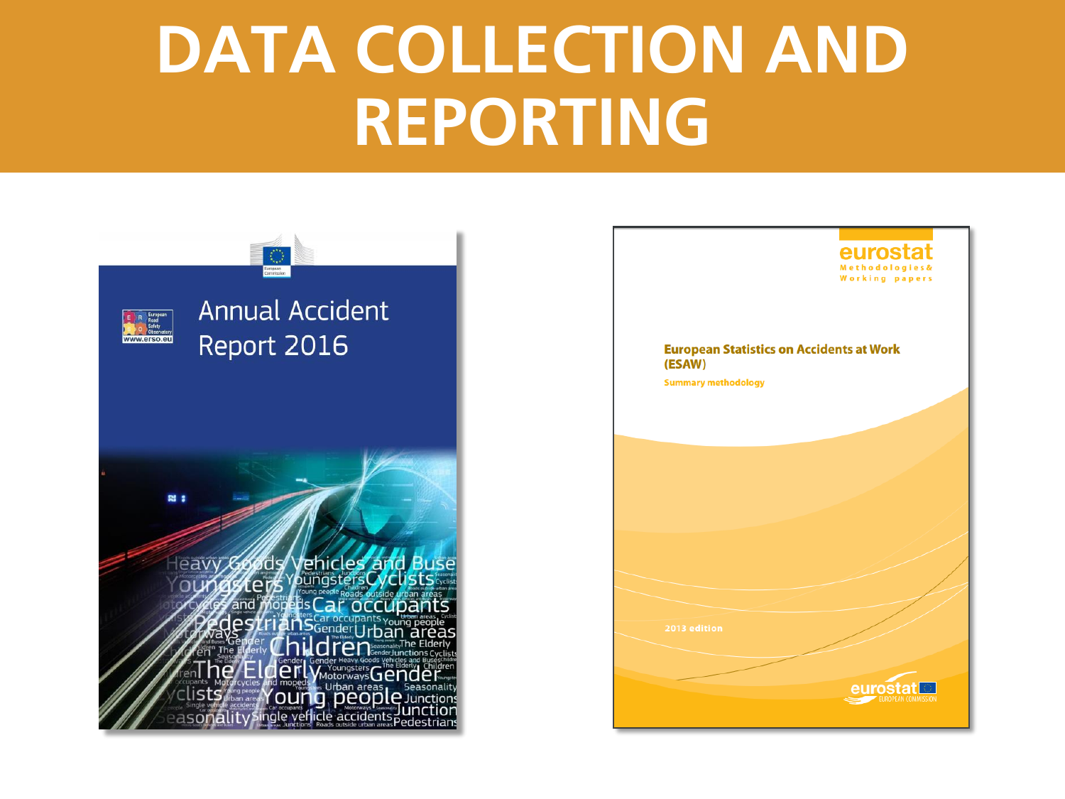# DATA COLLECTION AND REPORTING

Annual Accident Report 2016

European Statistics on Accidents at Work (ESAW)

Summary methodology

2013 edition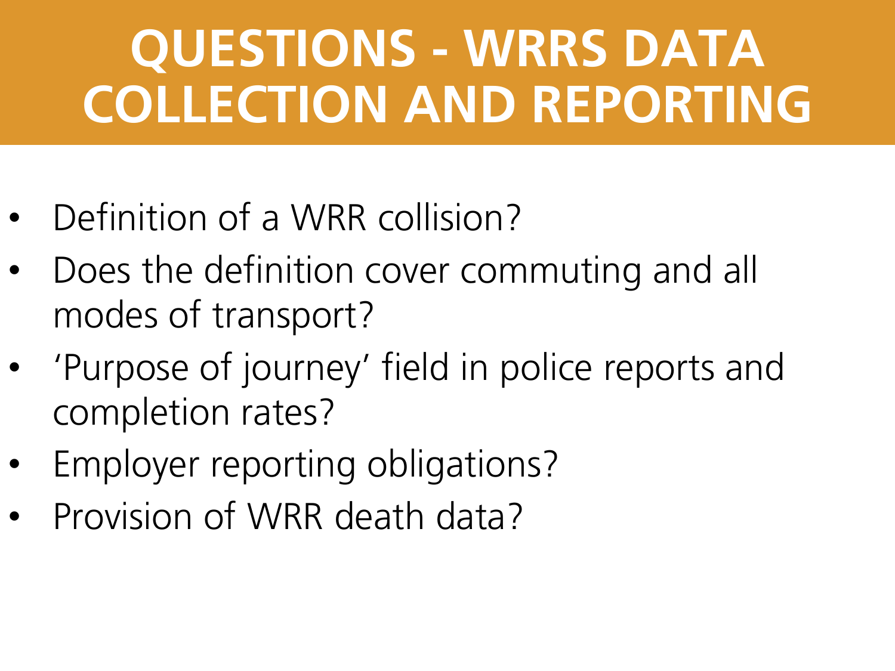# QUESTIONS - WRRS DATA COLLECTION AND REPORTING

- Definition of a WRR collision?
- Does the definition cover commuting and all modes of transport?
- 'Purpose of journey' field in police reports and completion rates?
- Employer reporting obligations?
- Provision of WRR death data?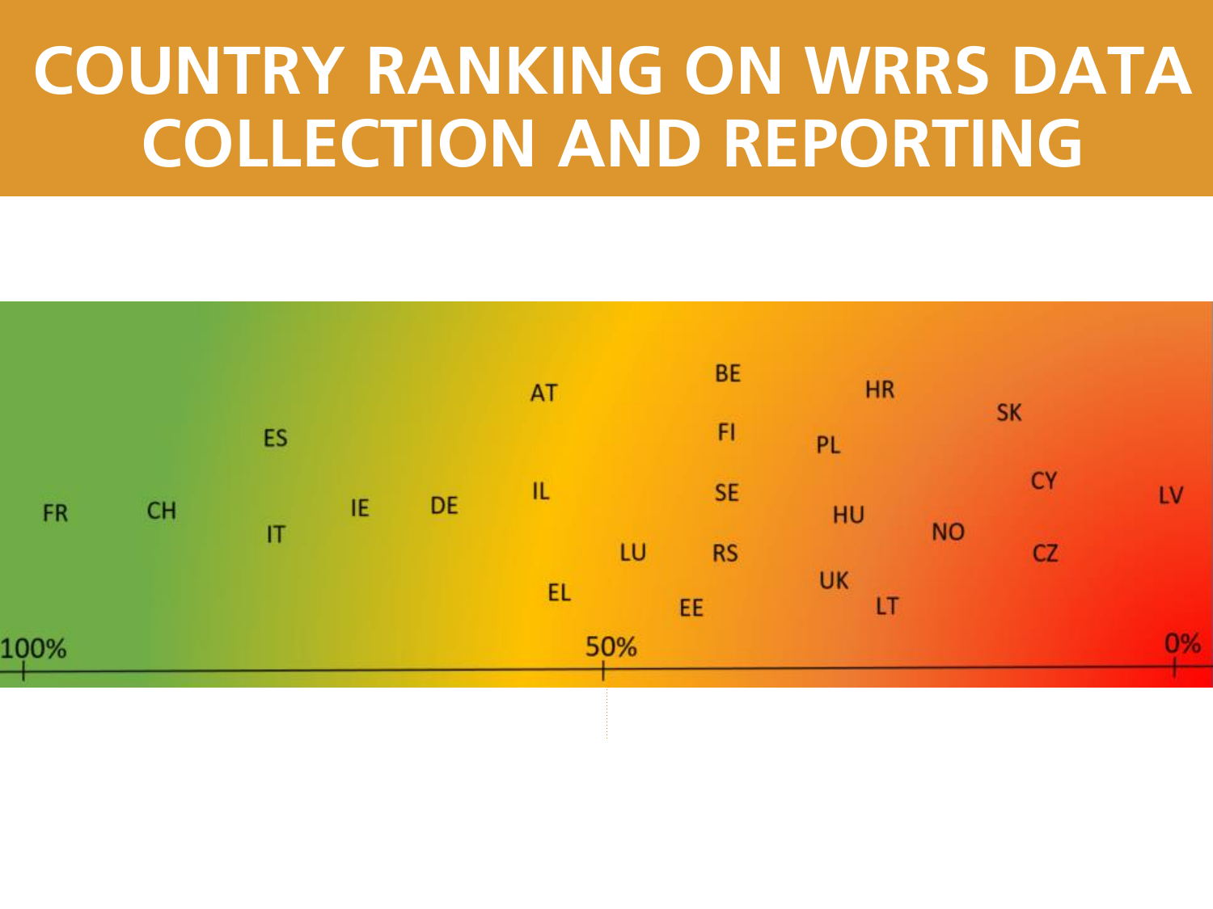# COUNTRY RANKING ON WRRS DATA COLLECTION AND REPORTING

FR CH ES IT IE DE AT IL EL LU BE FI SE RS EE PL HU UK HR LT NO SK CY CZ LV

100% 50% 0%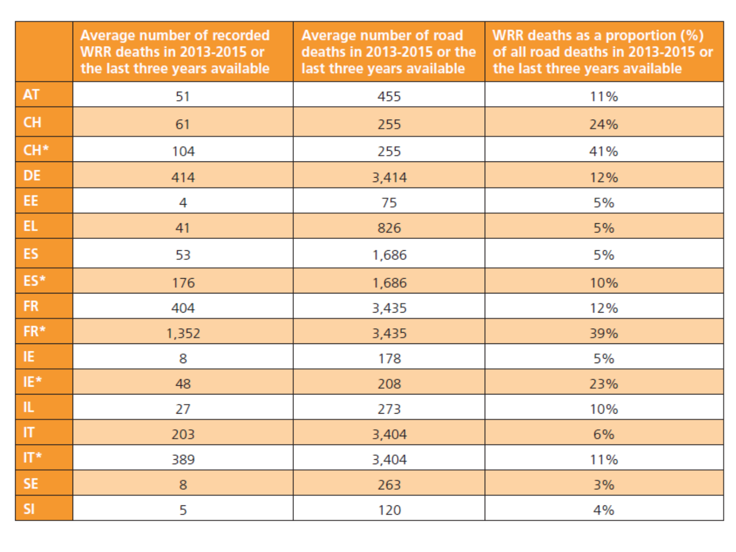| | Average number of recorded WRR deaths in 2013-2015 or the last three years available | Average number of road deaths in 2013-2015 or the last three years available | WRR deaths as a proportion (%) of all road deaths in 2013-2015 or the last three years available |
|---|---|---|---|
| AT | 51 | 455 | 11% |
| CH | 61 | 255 | 24% |
| CH* | 104 | 255 | 41% |
| DE | 414 | 3,414 | 12% |
| EE | 4 | 75 | 5% |
| EL | 41 | 826 | 5% |
| ES | 53 | 1,686 | 5% |
| ES* | 176 | 1,686 | 10% |
| FR | 404 | 3,435 | 12% |
| FR* | 1,352 | 3,435 | 39% |
| IE | 8 | 178 | 5% |
| IE* | 48 | 208 | 23% |
| IL | 27 | 273 | 10% |
| IT | 203 | 3,404 | 6% |
| IT* | 389 | 3,404 | 11% |
| SE | 8 | 263 | 3% |
| SI | 5 | 120 | 4% |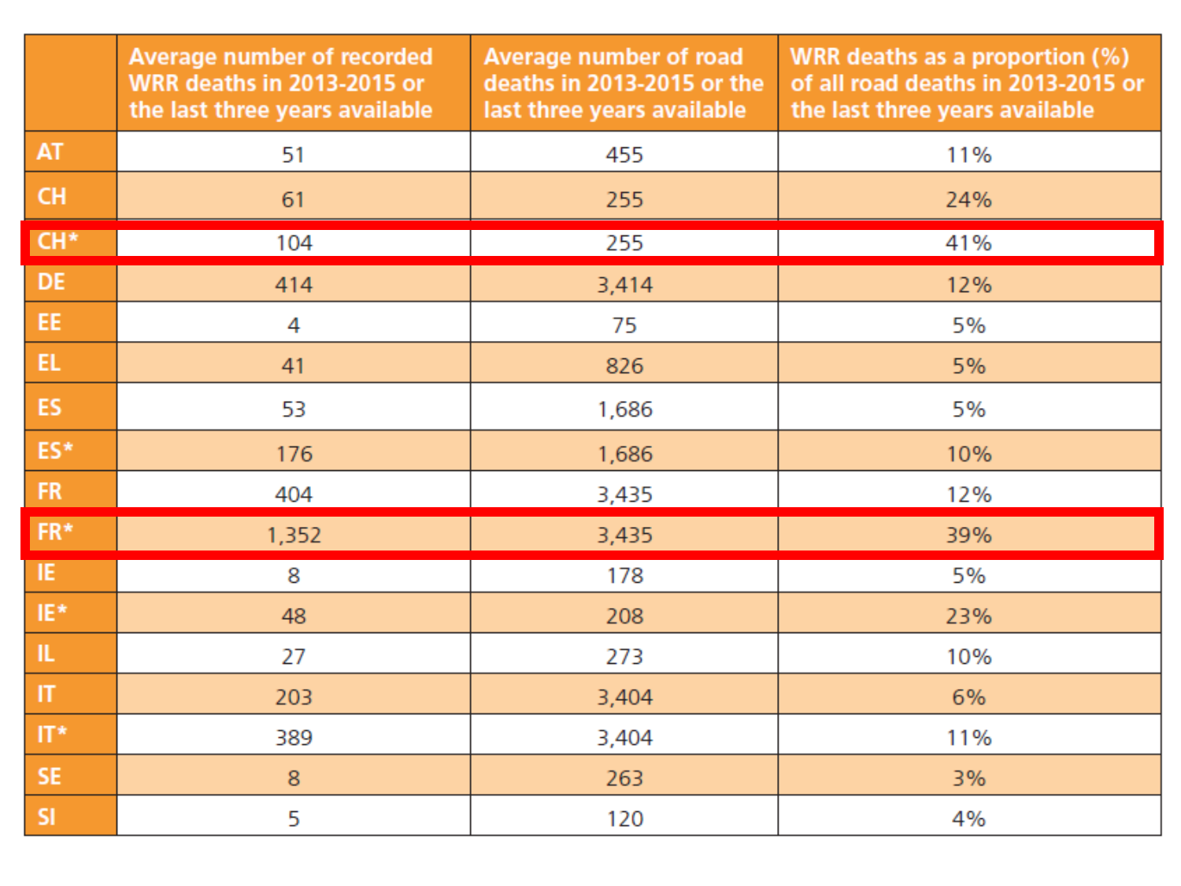| | Average number of recorded WRR deaths in 2013-2015 or the last three years available | Average number of road deaths in 2013-2015 or the last three years available | WRR deaths as a proportion (%) of all road deaths in 2013-2015 or the last three years available |
|---|---|---|---|
| AT | 51 | 455 | 11% |
| CH | 61 | 255 | 24% |
| CH* | 104 | 255 | 41% |
| DE | 414 | 3,414 | 12% |
| EE | 4 | 75 | 5% |
| EL | 41 | 826 | 5% |
| ES | 53 | 1,686 | 5% |
| ES* | 176 | 1,686 | 10% |
| FR | 404 | 3,435 | 12% |
| FR* | 1,352 | 3,435 | 39% |
| IE | 8 | 178 | 5% |
| IE* | 48 | 208 | 23% |
| IL | 27 | 273 | 10% |
| IT | 203 | 3,404 | 6% |
| IT* | 389 | 3,404 | 11% |
| SE | 8 | 263 | 3% |
| SI | 5 | 120 | 4% |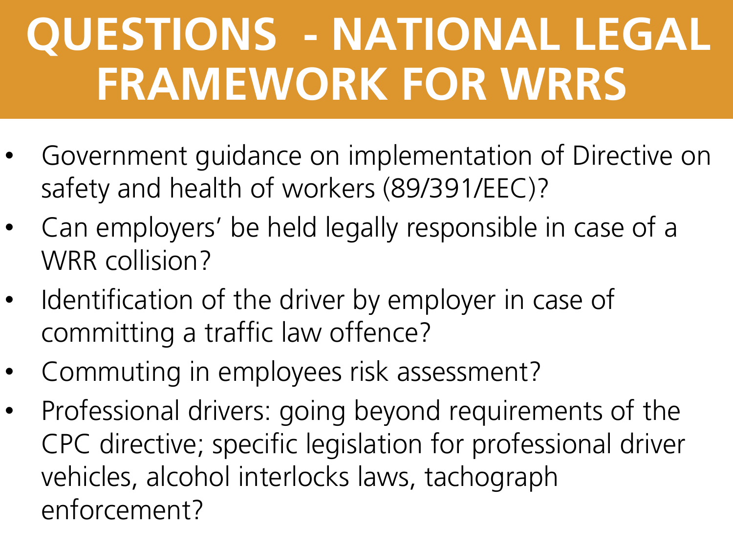# QUESTIONS - NATIONAL LEGAL FRAMEWORK FOR WRRS

- Government guidance on implementation of Directive on safety and health of workers (89/391/EEC)?
- Can employers' be held legally responsible in case of a WRR collision?
- Identification of the driver by employer in case of committing a traffic law offence?
- Commuting in employees risk assessment?
- Professional drivers: going beyond requirements of the CPC directive; specific legislation for professional driver vehicles, alcohol interlocks laws, tachograph enforcement?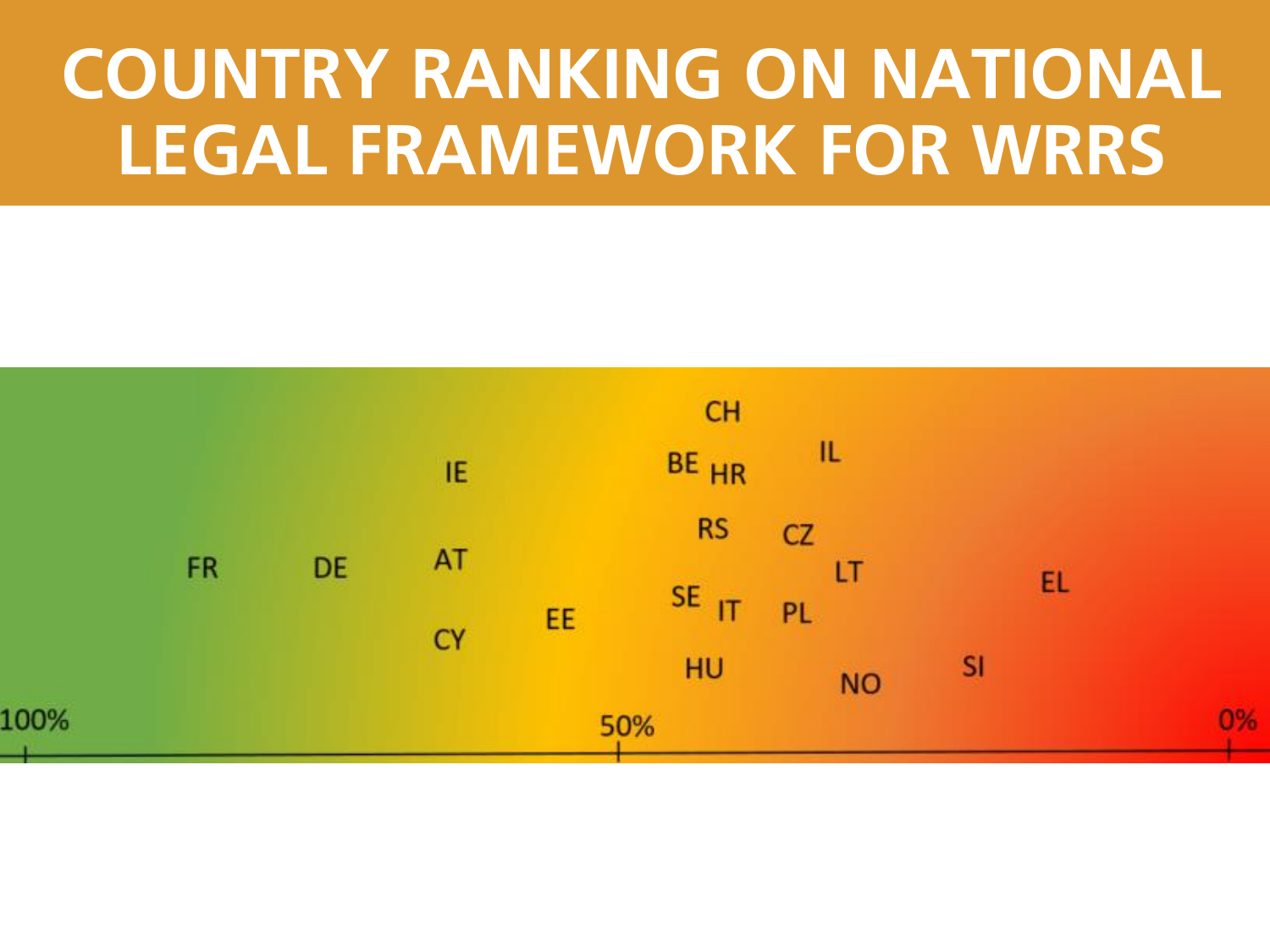# COUNTRY RANKING ON NATIONAL LEGAL FRAMEWORK FOR WRRS

CH

IE BE HR IL

RS CZ

FR DE AT LT EL

SE IT PL

EE

CY

HU NO SI

100% 50% 0%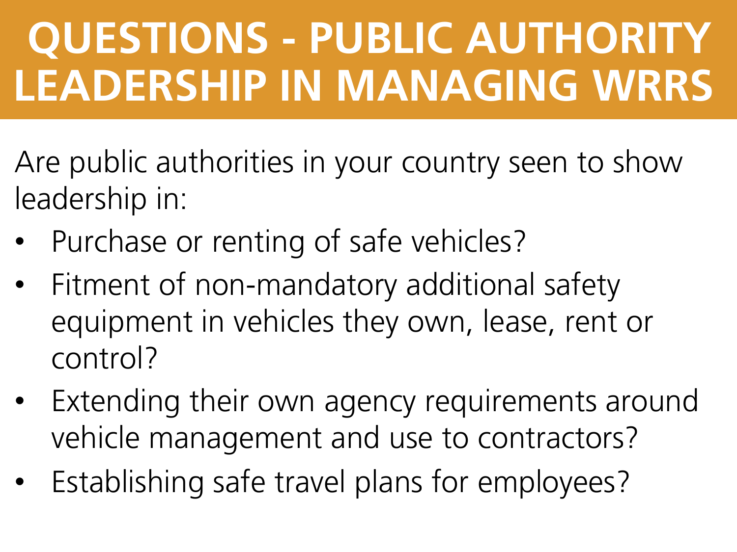# QUESTIONS - PUBLIC AUTHORITY LEADERSHIP IN MANAGING WRRS

Are public authorities in your country seen to show leadership in:

- Purchase or renting of safe vehicles?
- Fitment of non-mandatory additional safety equipment in vehicles they own, lease, rent or control?
- Extending their own agency requirements around vehicle management and use to contractors?
- Establishing safe travel plans for employees?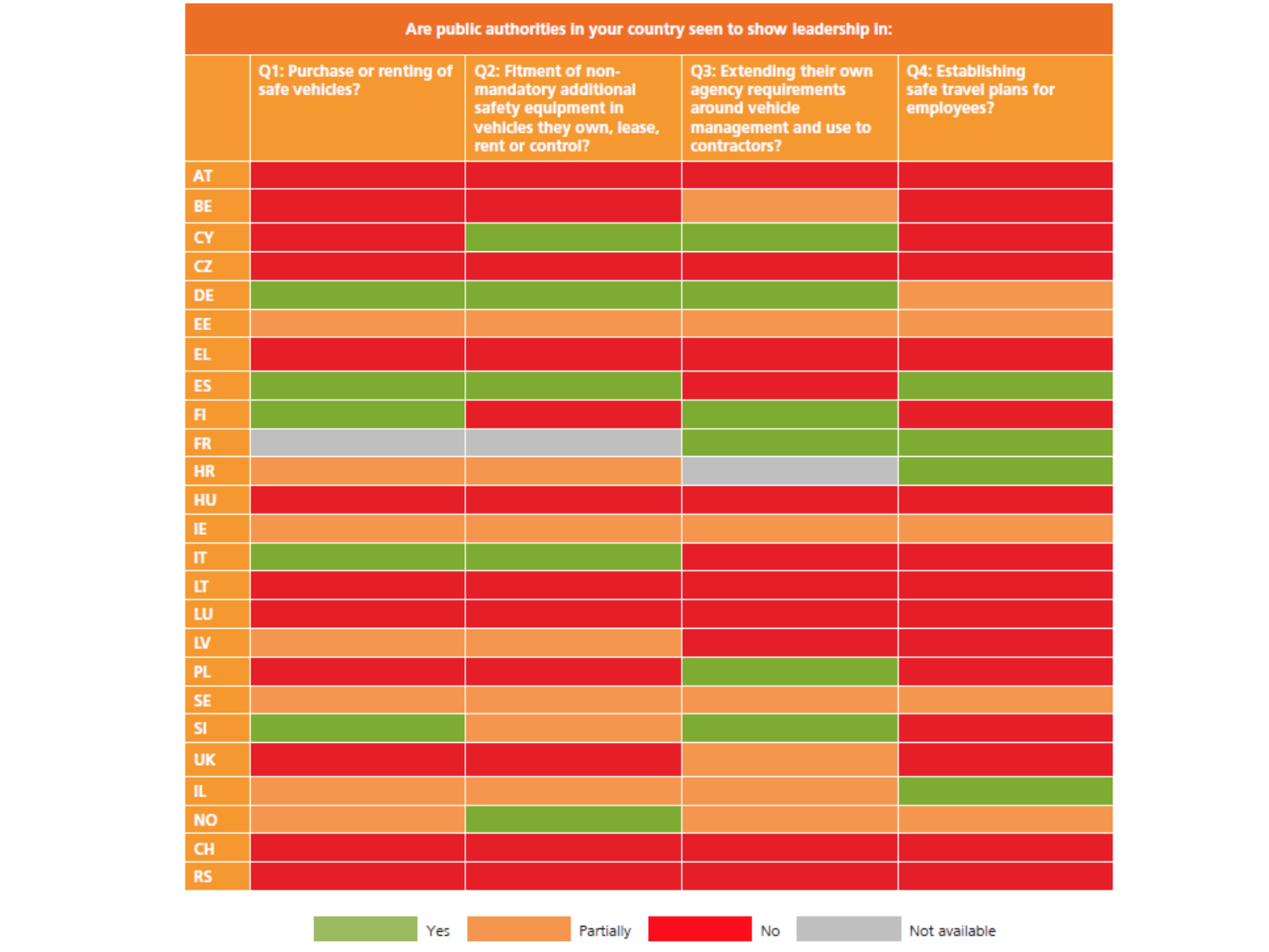| Are public authorities in your country seen to show leadership in: | | | | |
|---|---|---|---|---|
| | Q1: Purchase or renting of safe vehicles? | Q2: Fitment of non-mandatory additional safety equipment in vehicles they own, lease, rent or control? | Q3: Extending their own agency requirements around vehicle management and use to contractors? | Q4: Establishing safe travel plans for employees? |
| AT | No | No | No | No |
| BE | No | No | Partially | No |
| CY | No | Yes | Yes | No |
| CZ | No | No | No | No |
| DE | Yes | Yes | Yes | Partially |
| EE | Partially | Partially | Partially | Partially |
| EL | No | No | No | No |
| ES | Yes | Yes | No | Yes |
| FI | Yes | No | Yes | No |
| FR | Not available | Not available | Yes | Yes |
| HR | Partially | Partially | Not available | Yes |
| HU | No | No | No | No |
| IE | Partially | Partially | Partially | Partially |
| IT | Yes | Yes | No | No |
| LT | No | No | No | No |
| LU | No | No | No | No |
| LV | Partially | Partially | No | No |
| PL | No | No | Yes | No |
| SE | Partially | Partially | Partially | Partially |
| SI | Yes | Partially | Yes | No |
| UK | No | No | Partially | No |
| IL | Partially | Partially | Partially | Yes |
| NO | Partially | Yes | Partially | Partially |
| CH | No | No | No | No |
| RS | No | No | No | No |

Yes | Partially | No | Not available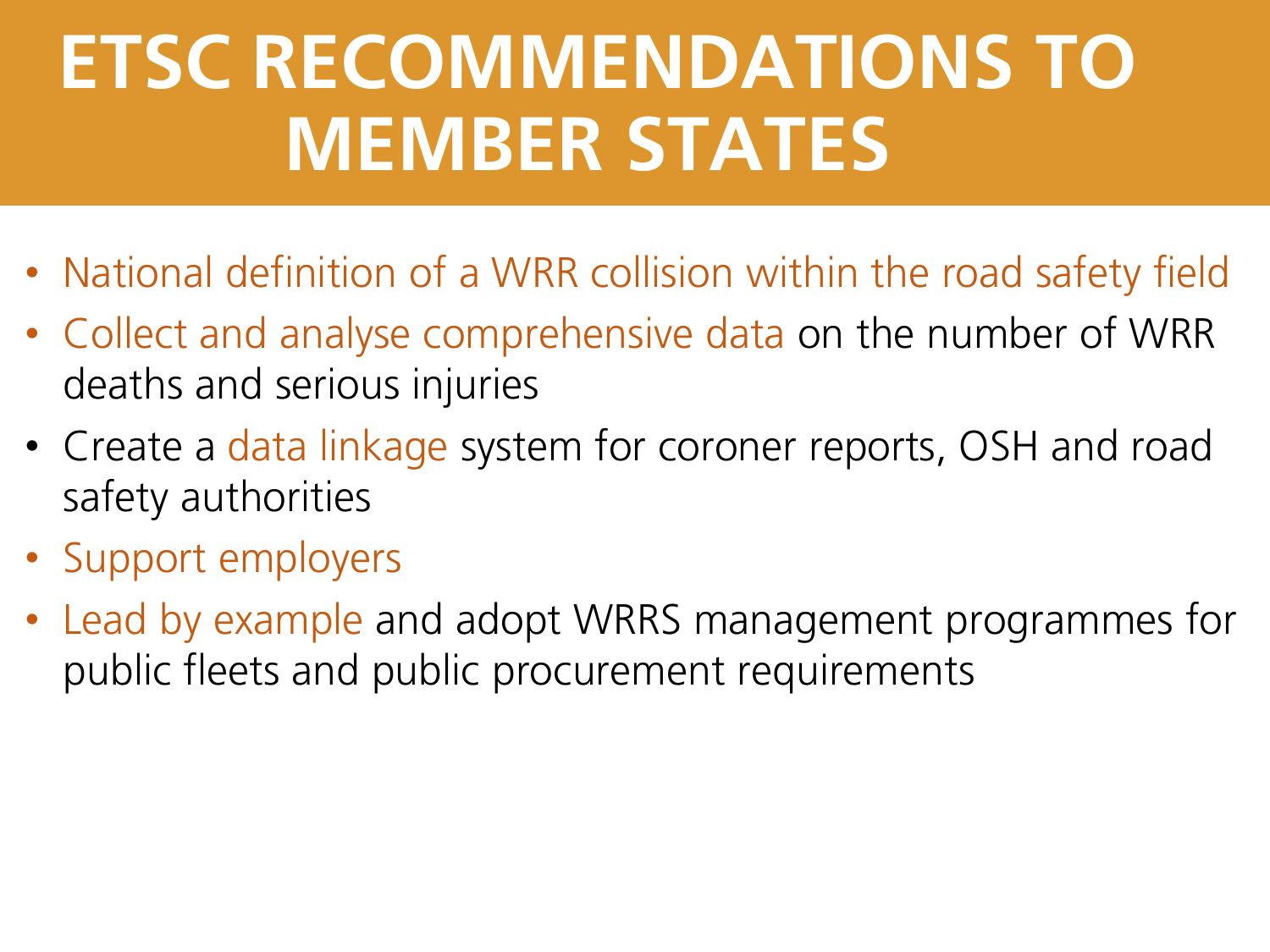# ETSC RECOMMENDATIONS TO MEMBER STATES

- National definition of a WRR collision within the road safety field
- Collect and analyse comprehensive data on the number of WRR deaths and serious injuries
- Create a data linkage system for coroner reports, OSH and road safety authorities
- Support employers
- Lead by example and adopt WRRS management programmes for public fleets and public procurement requirements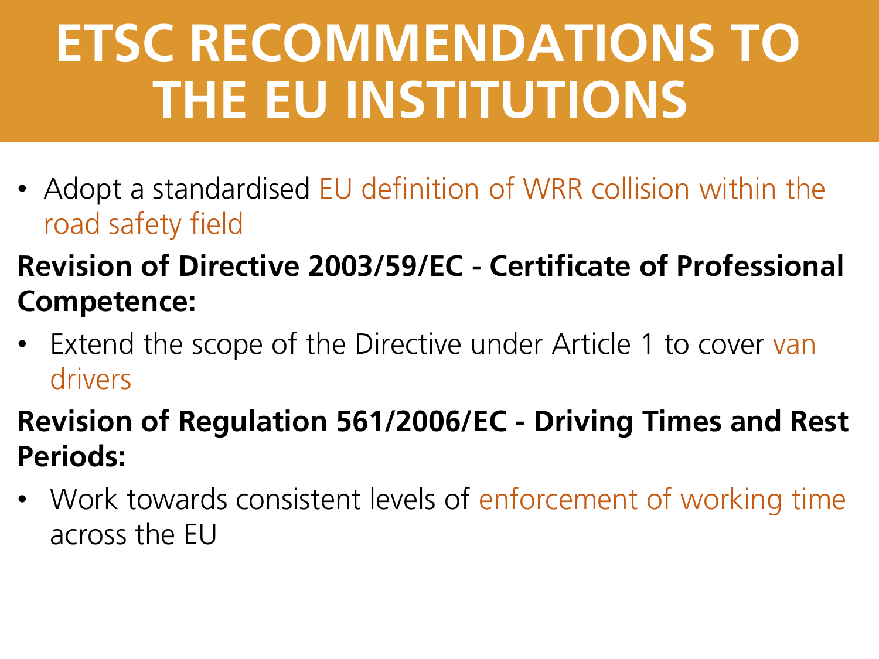# ETSC RECOMMENDATIONS TO THE EU INSTITUTIONS

- Adopt a standardised EU definition of WRR collision within the road safety field

**Revision of Directive 2003/59/EC - Certificate of Professional Competence:**

- Extend the scope of the Directive under Article 1 to cover van drivers

**Revision of Regulation 561/2006/EC - Driving Times and Rest Periods:**

- Work towards consistent levels of enforcement of working time across the EU